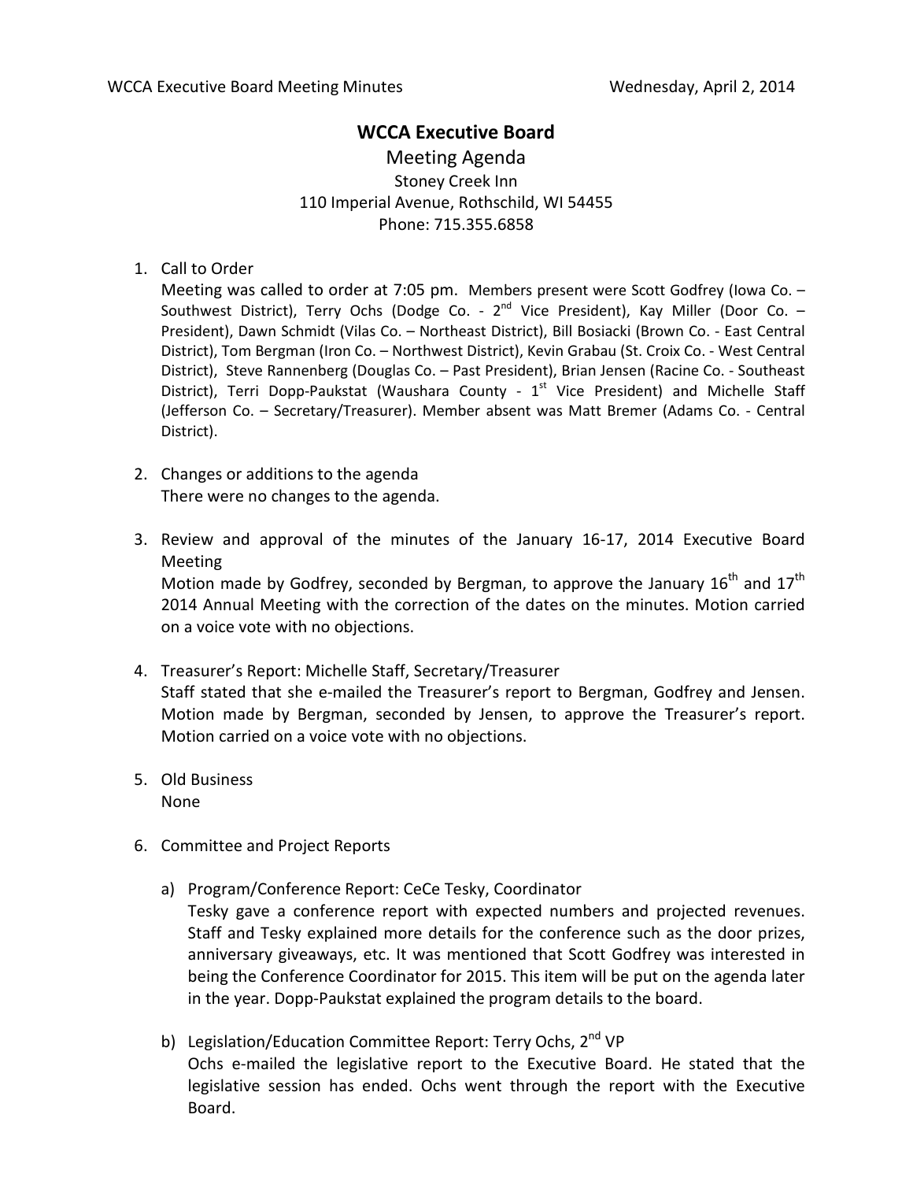# WCCA Executive Board

## Meeting Agenda

Stoney Creek Inn
110 Imperial Avenue, Rothschild, WI 54455
Phone: 715.355.6858

1. Call to Order
   Meeting was called to order at 7:05 pm. Members present were Scott Godfrey (Iowa Co. – Southwest District), Terry Ochs (Dodge Co. - 2nd Vice President), Kay Miller (Door Co. – President), Dawn Schmidt (Vilas Co. – Northeast District), Bill Bosiacki (Brown Co. - East Central District), Tom Bergman (Iron Co. – Northwest District), Kevin Grabau (St. Croix Co. - West Central District), Steve Rannenberg (Douglas Co. – Past President), Brian Jensen (Racine Co. - Southeast District), Terri Dopp-Paukstat (Waushara County - 1st Vice President) and Michelle Staff (Jefferson Co. – Secretary/Treasurer). Member absent was Matt Bremer (Adams Co. - Central District).

2. Changes or additions to the agenda
   There were no changes to the agenda.

3. Review and approval of the minutes of the January 16-17, 2014 Executive Board Meeting
   Motion made by Godfrey, seconded by Bergman, to approve the January 16th and 17th 2014 Annual Meeting with the correction of the dates on the minutes. Motion carried on a voice vote with no objections.

4. Treasurer's Report: Michelle Staff, Secretary/Treasurer
   Staff stated that she e-mailed the Treasurer's report to Bergman, Godfrey and Jensen. Motion made by Bergman, seconded by Jensen, to approve the Treasurer's report. Motion carried on a voice vote with no objections.

5. Old Business
   None

6. Committee and Project Reports

   a) Program/Conference Report: CeCe Tesky, Coordinator
      Tesky gave a conference report with expected numbers and projected revenues. Staff and Tesky explained more details for the conference such as the door prizes, anniversary giveaways, etc. It was mentioned that Scott Godfrey was interested in being the Conference Coordinator for 2015. This item will be put on the agenda later in the year. Dopp-Paukstat explained the program details to the board.

   b) Legislation/Education Committee Report: Terry Ochs, 2nd VP
      Ochs e-mailed the legislative report to the Executive Board. He stated that the legislative session has ended. Ochs went through the report with the Executive Board.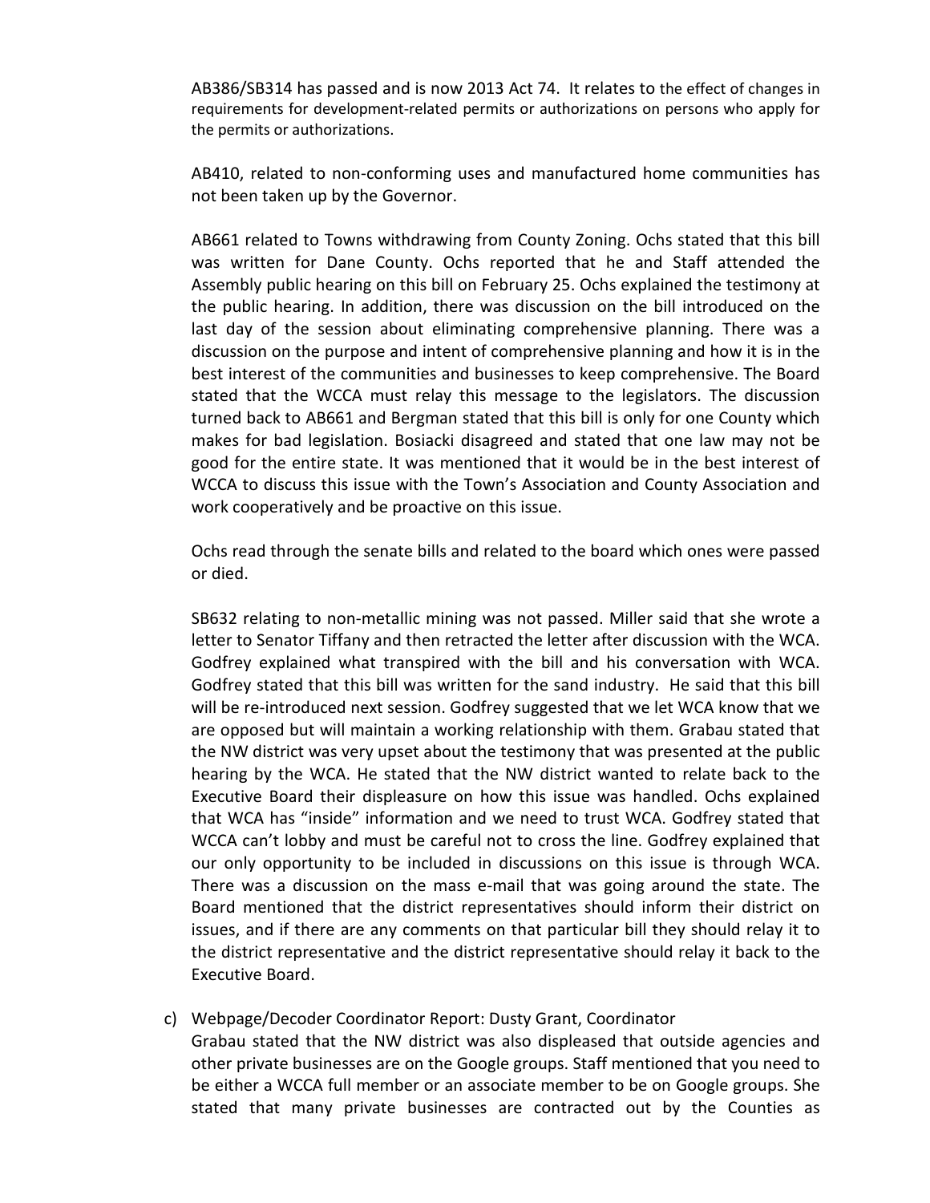AB386/SB314 has passed and is now 2013 Act 74. It relates to the effect of changes in requirements for development-related permits or authorizations on persons who apply for the permits or authorizations.

AB410, related to non-conforming uses and manufactured home communities has not been taken up by the Governor.

AB661 related to Towns withdrawing from County Zoning. Ochs stated that this bill was written for Dane County. Ochs reported that he and Staff attended the Assembly public hearing on this bill on February 25. Ochs explained the testimony at the public hearing. In addition, there was discussion on the bill introduced on the last day of the session about eliminating comprehensive planning. There was a discussion on the purpose and intent of comprehensive planning and how it is in the best interest of the communities and businesses to keep comprehensive. The Board stated that the WCCA must relay this message to the legislators. The discussion turned back to AB661 and Bergman stated that this bill is only for one County which makes for bad legislation. Bosiacki disagreed and stated that one law may not be good for the entire state. It was mentioned that it would be in the best interest of WCCA to discuss this issue with the Town's Association and County Association and work cooperatively and be proactive on this issue.

Ochs read through the senate bills and related to the board which ones were passed or died.

SB632 relating to non-metallic mining was not passed. Miller said that she wrote a letter to Senator Tiffany and then retracted the letter after discussion with the WCA. Godfrey explained what transpired with the bill and his conversation with WCA. Godfrey stated that this bill was written for the sand industry. He said that this bill will be re-introduced next session. Godfrey suggested that we let WCA know that we are opposed but will maintain a working relationship with them. Grabau stated that the NW district was very upset about the testimony that was presented at the public hearing by the WCA. He stated that the NW district wanted to relate back to the Executive Board their displeasure on how this issue was handled. Ochs explained that WCA has "inside" information and we need to trust WCA. Godfrey stated that WCCA can't lobby and must be careful not to cross the line. Godfrey explained that our only opportunity to be included in discussions on this issue is through WCA. There was a discussion on the mass e-mail that was going around the state. The Board mentioned that the district representatives should inform their district on issues, and if there are any comments on that particular bill they should relay it to the district representative and the district representative should relay it back to the Executive Board.

c) Webpage/Decoder Coordinator Report: Dusty Grant, Coordinator
Grabau stated that the NW district was also displeased that outside agencies and other private businesses are on the Google groups. Staff mentioned that you need to be either a WCCA full member or an associate member to be on Google groups. She stated that many private businesses are contracted out by the Counties as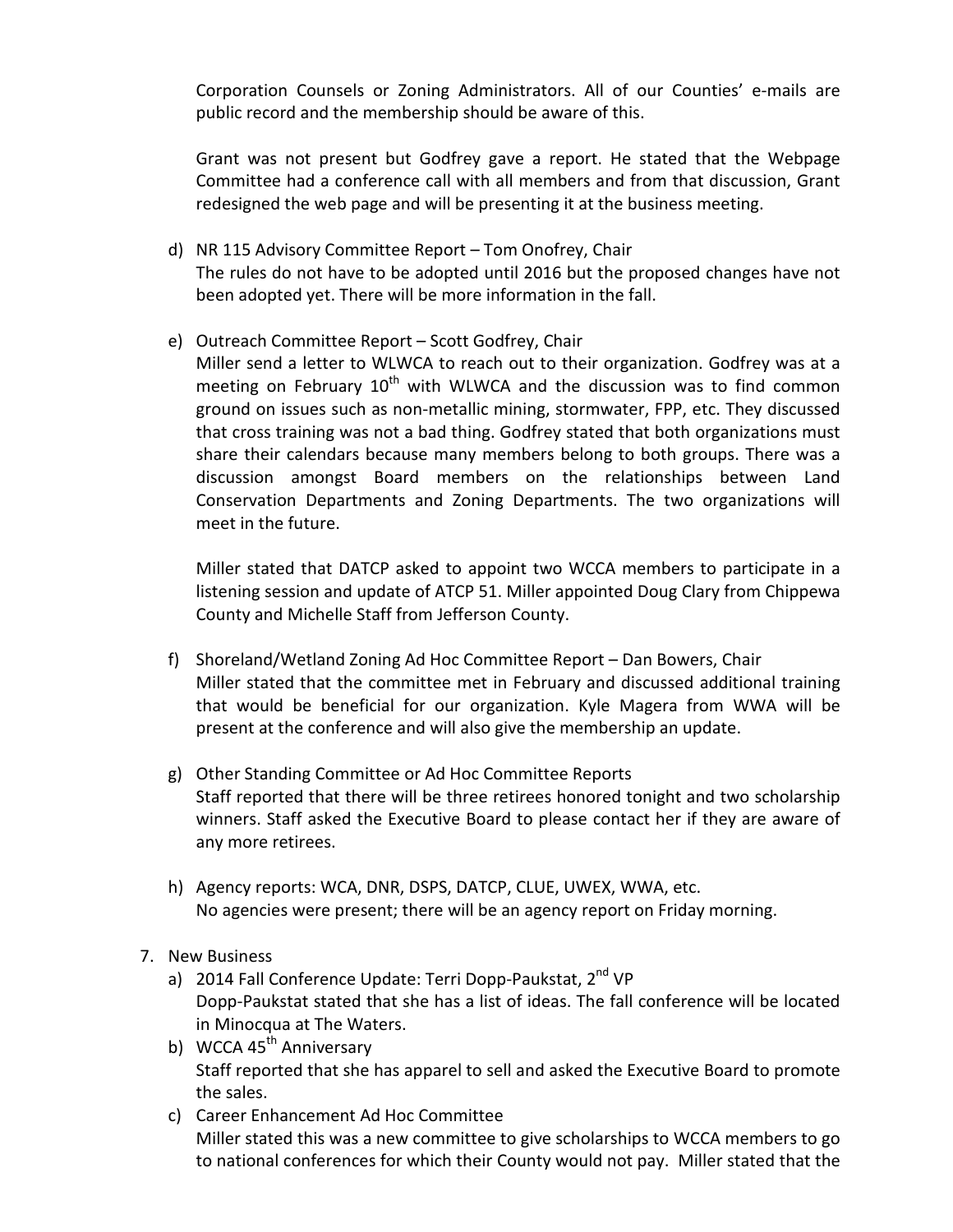Corporation Counsels or Zoning Administrators. All of our Counties' e-mails are public record and the membership should be aware of this.

Grant was not present but Godfrey gave a report. He stated that the Webpage Committee had a conference call with all members and from that discussion, Grant redesigned the web page and will be presenting it at the business meeting.

d) NR 115 Advisory Committee Report – Tom Onofrey, Chair
The rules do not have to be adopted until 2016 but the proposed changes have not been adopted yet. There will be more information in the fall.

e) Outreach Committee Report – Scott Godfrey, Chair
Miller send a letter to WLWCA to reach out to their organization. Godfrey was at a meeting on February 10th with WLWCA and the discussion was to find common ground on issues such as non-metallic mining, stormwater, FPP, etc. They discussed that cross training was not a bad thing. Godfrey stated that both organizations must share their calendars because many members belong to both groups. There was a discussion amongst Board members on the relationships between Land Conservation Departments and Zoning Departments. The two organizations will meet in the future.

Miller stated that DATCP asked to appoint two WCCA members to participate in a listening session and update of ATCP 51. Miller appointed Doug Clary from Chippewa County and Michelle Staff from Jefferson County.

f) Shoreland/Wetland Zoning Ad Hoc Committee Report – Dan Bowers, Chair
Miller stated that the committee met in February and discussed additional training that would be beneficial for our organization. Kyle Magera from WWA will be present at the conference and will also give the membership an update.

g) Other Standing Committee or Ad Hoc Committee Reports
Staff reported that there will be three retirees honored tonight and two scholarship winners. Staff asked the Executive Board to please contact her if they are aware of any more retirees.

h) Agency reports: WCA, DNR, DSPS, DATCP, CLUE, UWEX, WWA, etc.
No agencies were present; there will be an agency report on Friday morning.

7. New Business
   a) 2014 Fall Conference Update: Terri Dopp-Paukstat, 2nd VP
   Dopp-Paukstat stated that she has a list of ideas. The fall conference will be located in Minocqua at The Waters.
   b) WCCA 45th Anniversary
   Staff reported that she has apparel to sell and asked the Executive Board to promote the sales.
   c) Career Enhancement Ad Hoc Committee
   Miller stated this was a new committee to give scholarships to WCCA members to go to national conferences for which their County would not pay. Miller stated that the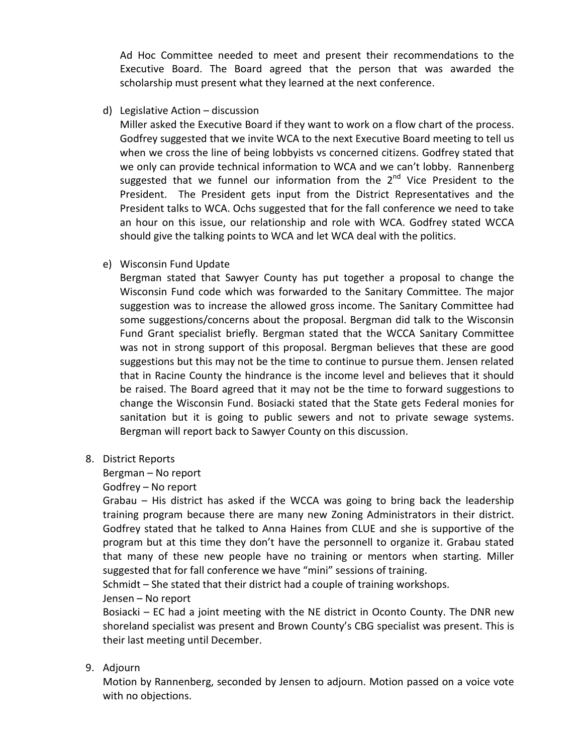Ad Hoc Committee needed to meet and present their recommendations to the Executive Board. The Board agreed that the person that was awarded the scholarship must present what they learned at the next conference.

d) Legislative Action – discussion
   Miller asked the Executive Board if they want to work on a flow chart of the process. Godfrey suggested that we invite WCA to the next Executive Board meeting to tell us when we cross the line of being lobbyists vs concerned citizens. Godfrey stated that we only can provide technical information to WCA and we can't lobby. Rannenberg suggested that we funnel our information from the 2nd Vice President to the President. The President gets input from the District Representatives and the President talks to WCA. Ochs suggested that for the fall conference we need to take an hour on this issue, our relationship and role with WCA. Godfrey stated WCCA should give the talking points to WCA and let WCA deal with the politics.

e) Wisconsin Fund Update
   Bergman stated that Sawyer County has put together a proposal to change the Wisconsin Fund code which was forwarded to the Sanitary Committee. The major suggestion was to increase the allowed gross income. The Sanitary Committee had some suggestions/concerns about the proposal. Bergman did talk to the Wisconsin Fund Grant specialist briefly. Bergman stated that the WCCA Sanitary Committee was not in strong support of this proposal. Bergman believes that these are good suggestions but this may not be the time to continue to pursue them. Jensen related that in Racine County the hindrance is the income level and believes that it should be raised. The Board agreed that it may not be the time to forward suggestions to change the Wisconsin Fund. Bosiacki stated that the State gets Federal monies for sanitation but it is going to public sewers and not to private sewage systems. Bergman will report back to Sawyer County on this discussion.

8. District Reports
   Bergman – No report
   Godfrey – No report
   Grabau – His district has asked if the WCCA was going to bring back the leadership training program because there are many new Zoning Administrators in their district. Godfrey stated that he talked to Anna Haines from CLUE and she is supportive of the program but at this time they don't have the personnell to organize it. Grabau stated that many of these new people have no training or mentors when starting. Miller suggested that for fall conference we have "mini" sessions of training.
   Schmidt – She stated that their district had a couple of training workshops.
   Jensen – No report
   Bosiacki – EC had a joint meeting with the NE district in Oconto County. The DNR new shoreland specialist was present and Brown County's CBG specialist was present. This is their last meeting until December.

9. Adjourn
   Motion by Rannenberg, seconded by Jensen to adjourn. Motion passed on a voice vote with no objections.